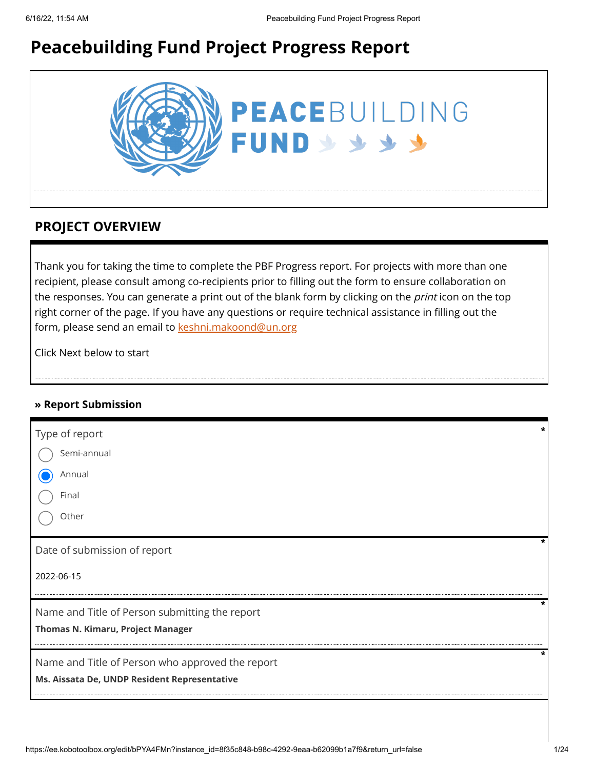# Peacebuilding Fund Project Progress Report

## PROJECT OVERVIEW

Thank you for taking the time to complete the PBF Progress report. For projects with more than one recipient, please consult among co-recipients prior to filling out the form to ensure collaboration on the responses. You can generate a print out of the blank form by clicking on the *print* icon on the top right corner of the page. If you have any questions or require technical assistance in filling out the form, please send an email to keshni.makoond@un.org

Click Next below to start

### » Report Submission

Type of report *

- ○ Semi-annual
- ◉ Annual
- ○ Final
- ○ Other

Date of submission of report *

2022-06-15

Name and Title of Person submitting the report *

**Thomas N. Kimaru, Project Manager**

Name and Title of Person who approved the report *

**Ms. Aissata De, UNDP Resident Representative**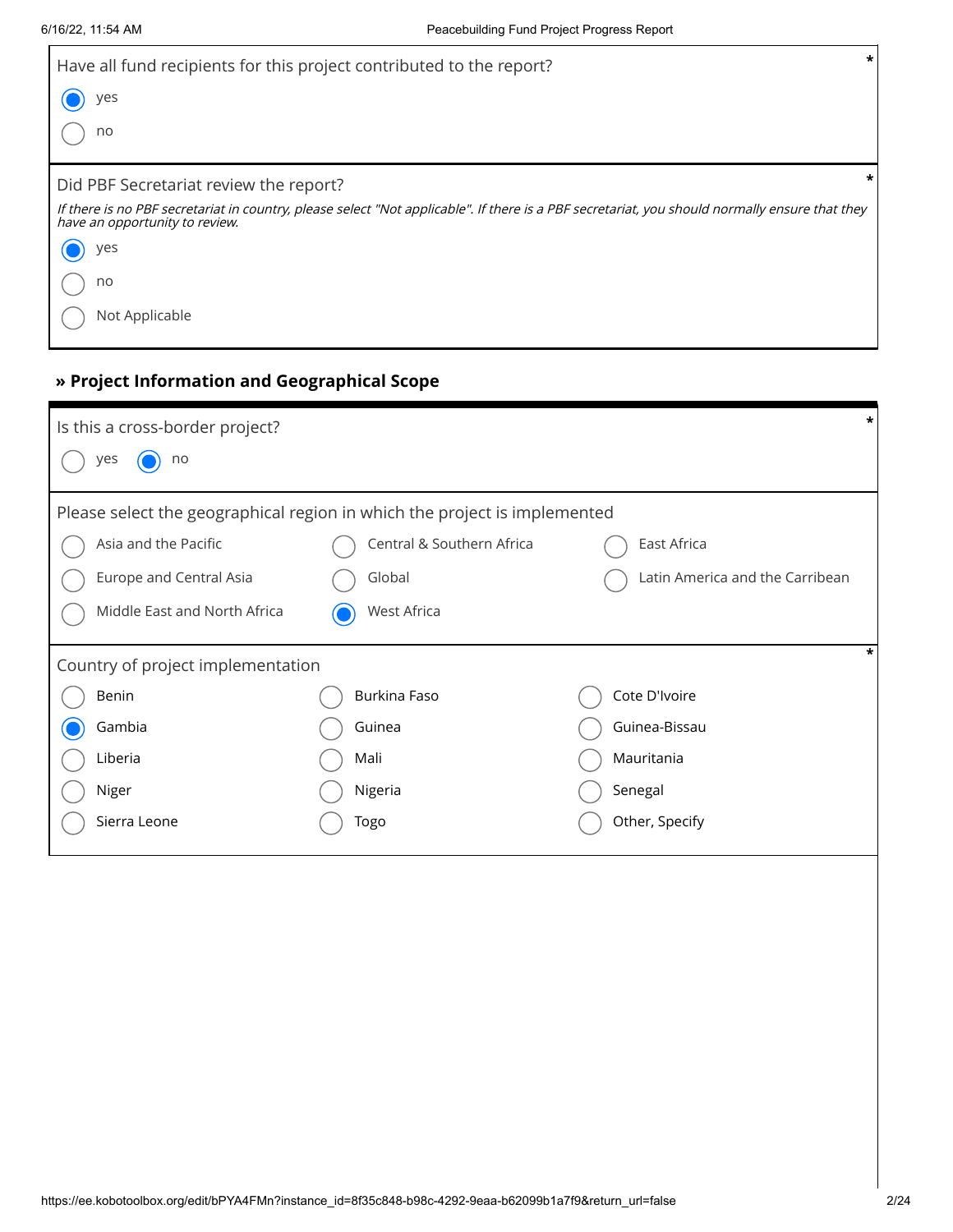Have all fund recipients for this project contributed to the report? *

- (x) yes
- ( ) no

Did PBF Secretariat review the report? *

*If there is no PBF secretariat in country, please select "Not applicable". If there is a PBF secretariat, you should normally ensure that they have an opportunity to review.*

- (x) yes
- ( ) no
- ( ) Not Applicable

## » Project Information and Geographical Scope

Is this a cross-border project? *

- ( ) yes
- (x) no

Please select the geographical region in which the project is implemented

- ( ) Asia and the Pacific
- ( ) Central & Southern Africa
- ( ) East Africa
- ( ) Europe and Central Asia
- ( ) Global
- ( ) Latin America and the Carribean
- ( ) Middle East and North Africa
- (x) West Africa

Country of project implementation *

- ( ) Benin
- ( ) Burkina Faso
- ( ) Cote D'Ivoire
- (x) Gambia
- ( ) Guinea
- ( ) Guinea-Bissau
- ( ) Liberia
- ( ) Mali
- ( ) Mauritania
- ( ) Niger
- ( ) Nigeria
- ( ) Senegal
- ( ) Sierra Leone
- ( ) Togo
- ( ) Other, Specify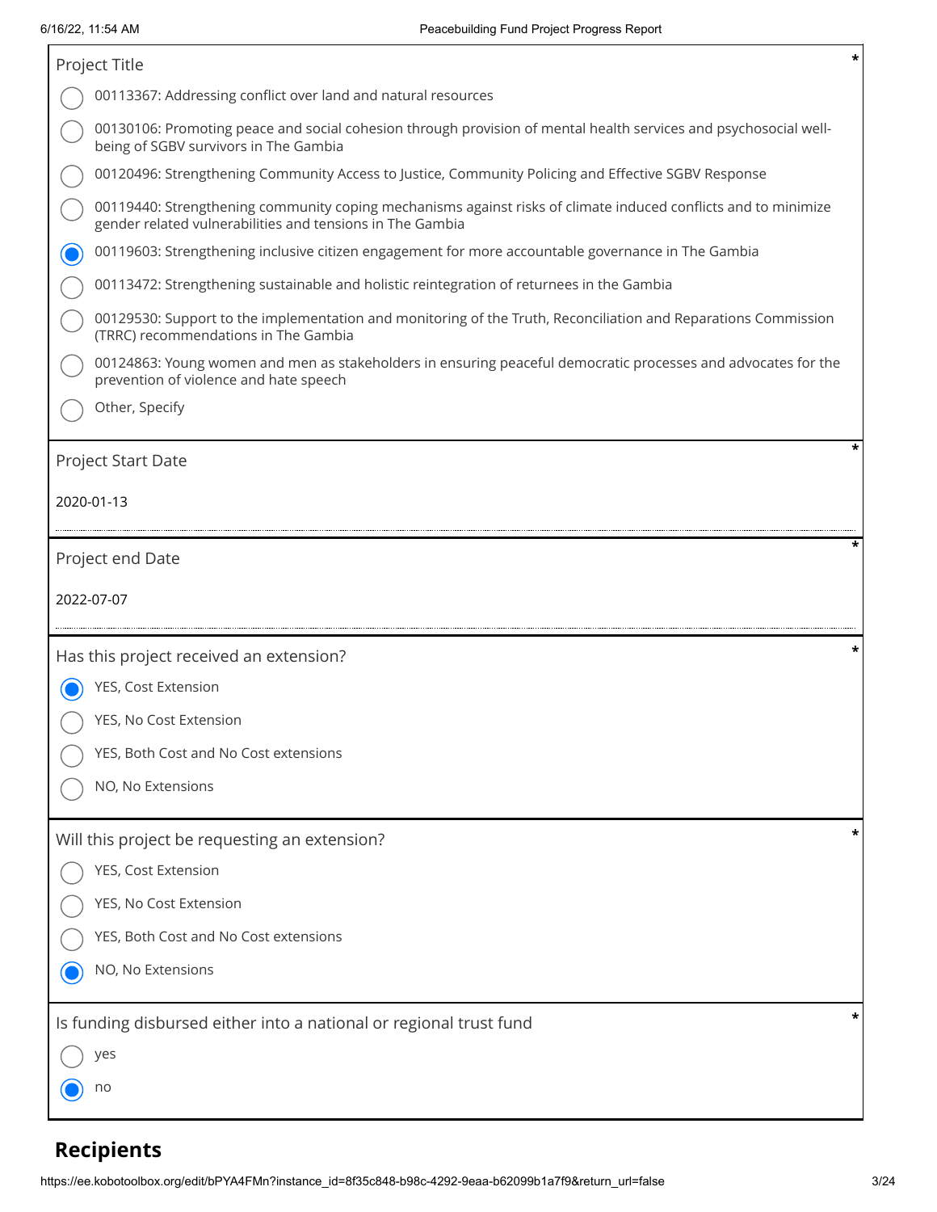**Project Title** *

- ○ 00113367: Addressing conflict over land and natural resources
- ○ 00130106: Promoting peace and social cohesion through provision of mental health services and psychosocial well-being of SGBV survivors in The Gambia
- ○ 00120496: Strengthening Community Access to Justice, Community Policing and Effective SGBV Response
- ○ 00119440: Strengthening community coping mechanisms against risks of climate induced conflicts and to minimize gender related vulnerabilities and tensions in The Gambia
- ◉ 00119603: Strengthening inclusive citizen engagement for more accountable governance in The Gambia
- ○ 00113472: Strengthening sustainable and holistic reintegration of returnees in the Gambia
- ○ 00129530: Support to the implementation and monitoring of the Truth, Reconciliation and Reparations Commission (TRRC) recommendations in The Gambia
- ○ 00124863: Young women and men as stakeholders in ensuring peaceful democratic processes and advocates for the prevention of violence and hate speech
- ○ Other, Specify

**Project Start Date** *

2020-01-13

**Project end Date** *

2022-07-07

**Has this project received an extension?** *

- ◉ YES, Cost Extension
- ○ YES, No Cost Extension
- ○ YES, Both Cost and No Cost extensions
- ○ NO, No Extensions

**Will this project be requesting an extension?** *

- ○ YES, Cost Extension
- ○ YES, No Cost Extension
- ○ YES, Both Cost and No Cost extensions
- ◉ NO, No Extensions

**Is funding disbursed either into a national or regional trust fund** *

- ○ yes
- ◉ no

## Recipients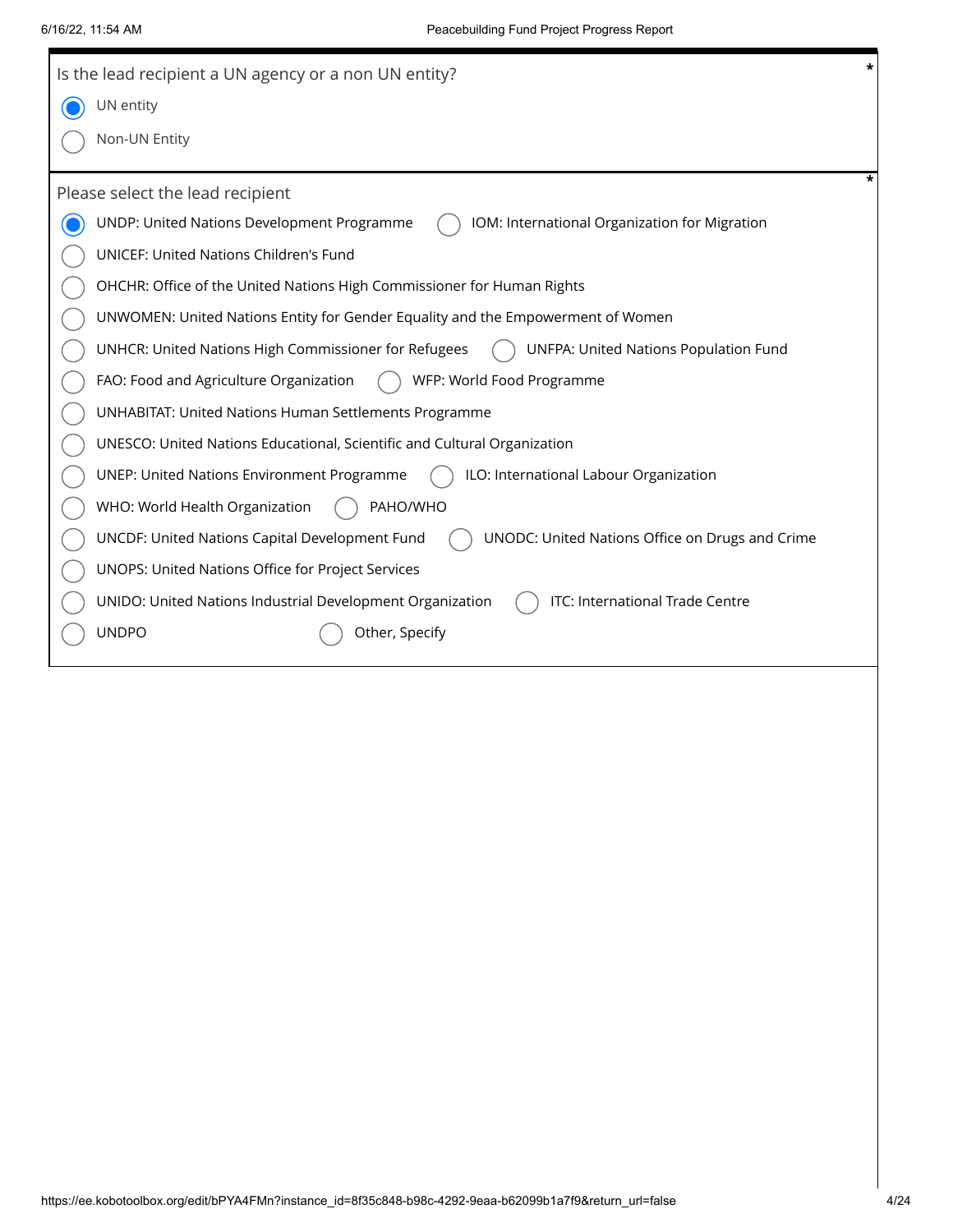Is the lead recipient a UN agency or a non UN entity? *

- [x] UN entity
- [ ] Non-UN Entity

Please select the lead recipient *

- [x] UNDP: United Nations Development Programme
- [ ] IOM: International Organization for Migration
- [ ] UNICEF: United Nations Children's Fund
- [ ] OHCHR: Office of the United Nations High Commissioner for Human Rights
- [ ] UNWOMEN: United Nations Entity for Gender Equality and the Empowerment of Women
- [ ] UNHCR: United Nations High Commissioner for Refugees
- [ ] UNFPA: United Nations Population Fund
- [ ] FAO: Food and Agriculture Organization
- [ ] WFP: World Food Programme
- [ ] UNHABITAT: United Nations Human Settlements Programme
- [ ] UNESCO: United Nations Educational, Scientific and Cultural Organization
- [ ] UNEP: United Nations Environment Programme
- [ ] ILO: International Labour Organization
- [ ] WHO: World Health Organization
- [ ] PAHO/WHO
- [ ] UNCDF: United Nations Capital Development Fund
- [ ] UNODC: United Nations Office on Drugs and Crime
- [ ] UNOPS: United Nations Office for Project Services
- [ ] UNIDO: United Nations Industrial Development Organization
- [ ] ITC: International Trade Centre
- [ ] UNDPO
- [ ] Other, Specify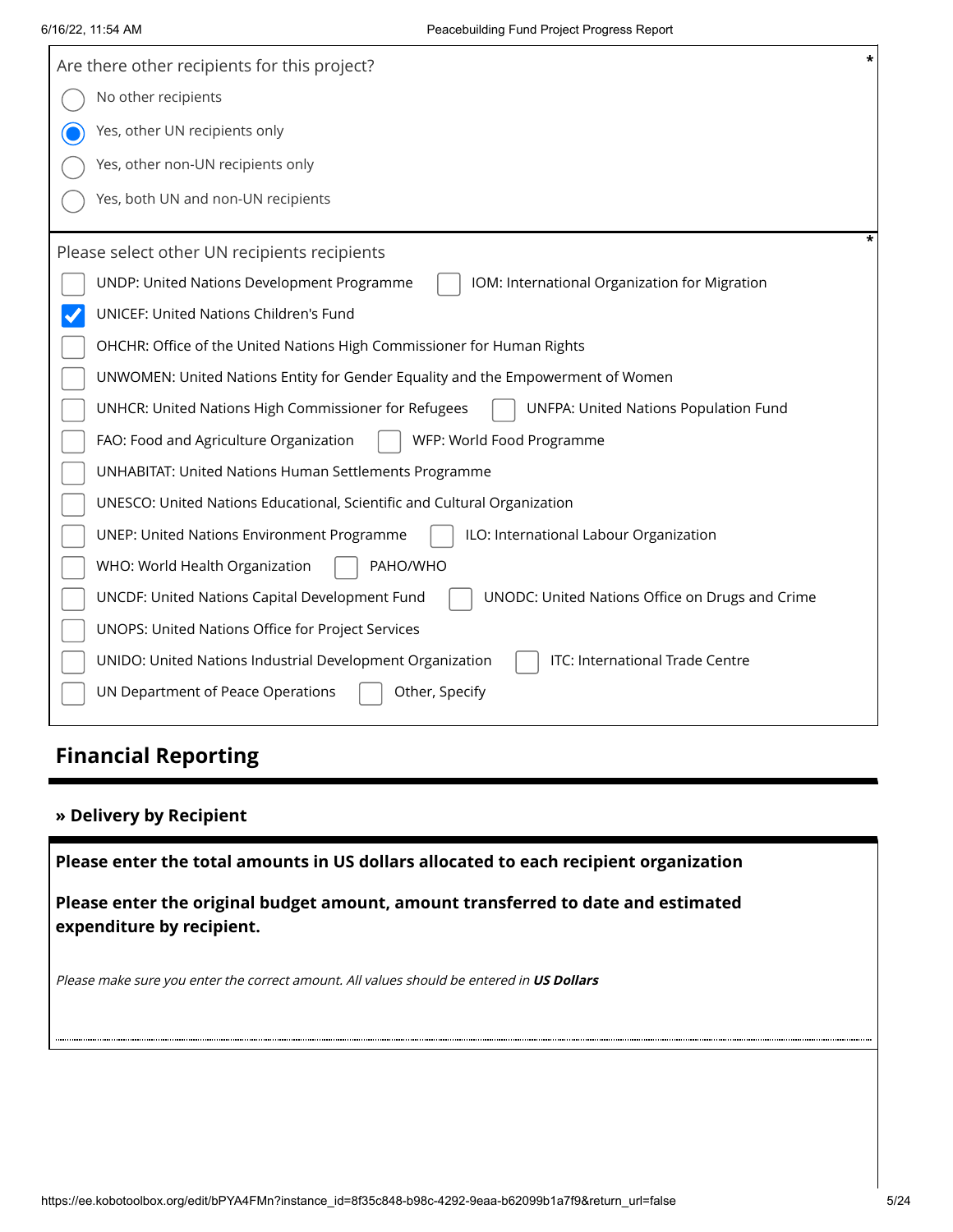Are there other recipients for this project? *

- ( ) No other recipients
- (x) Yes, other UN recipients only
- ( ) Yes, other non-UN recipients only
- ( ) Yes, both UN and non-UN recipients

Please select other UN recipients recipients *

- [ ] UNDP: United Nations Development Programme
- [ ] IOM: International Organization for Migration
- [x] UNICEF: United Nations Children's Fund
- [ ] OHCHR: Office of the United Nations High Commissioner for Human Rights
- [ ] UNWOMEN: United Nations Entity for Gender Equality and the Empowerment of Women
- [ ] UNHCR: United Nations High Commissioner for Refugees
- [ ] UNFPA: United Nations Population Fund
- [ ] FAO: Food and Agriculture Organization
- [ ] WFP: World Food Programme
- [ ] UNHABITAT: United Nations Human Settlements Programme
- [ ] UNESCO: United Nations Educational, Scientific and Cultural Organization
- [ ] UNEP: United Nations Environment Programme
- [ ] ILO: International Labour Organization
- [ ] WHO: World Health Organization
- [ ] PAHO/WHO
- [ ] UNCDF: United Nations Capital Development Fund
- [ ] UNODC: United Nations Office on Drugs and Crime
- [ ] UNOPS: United Nations Office for Project Services
- [ ] UNIDO: United Nations Industrial Development Organization
- [ ] ITC: International Trade Centre
- [ ] UN Department of Peace Operations
- [ ] Other, Specify

## Financial Reporting

### » Delivery by Recipient

**Please enter the total amounts in US dollars allocated to each recipient organization**

**Please enter the original budget amount, amount transferred to date and estimated expenditure by recipient.**

*Please make sure you enter the correct amount. All values should be entered in **US Dollars***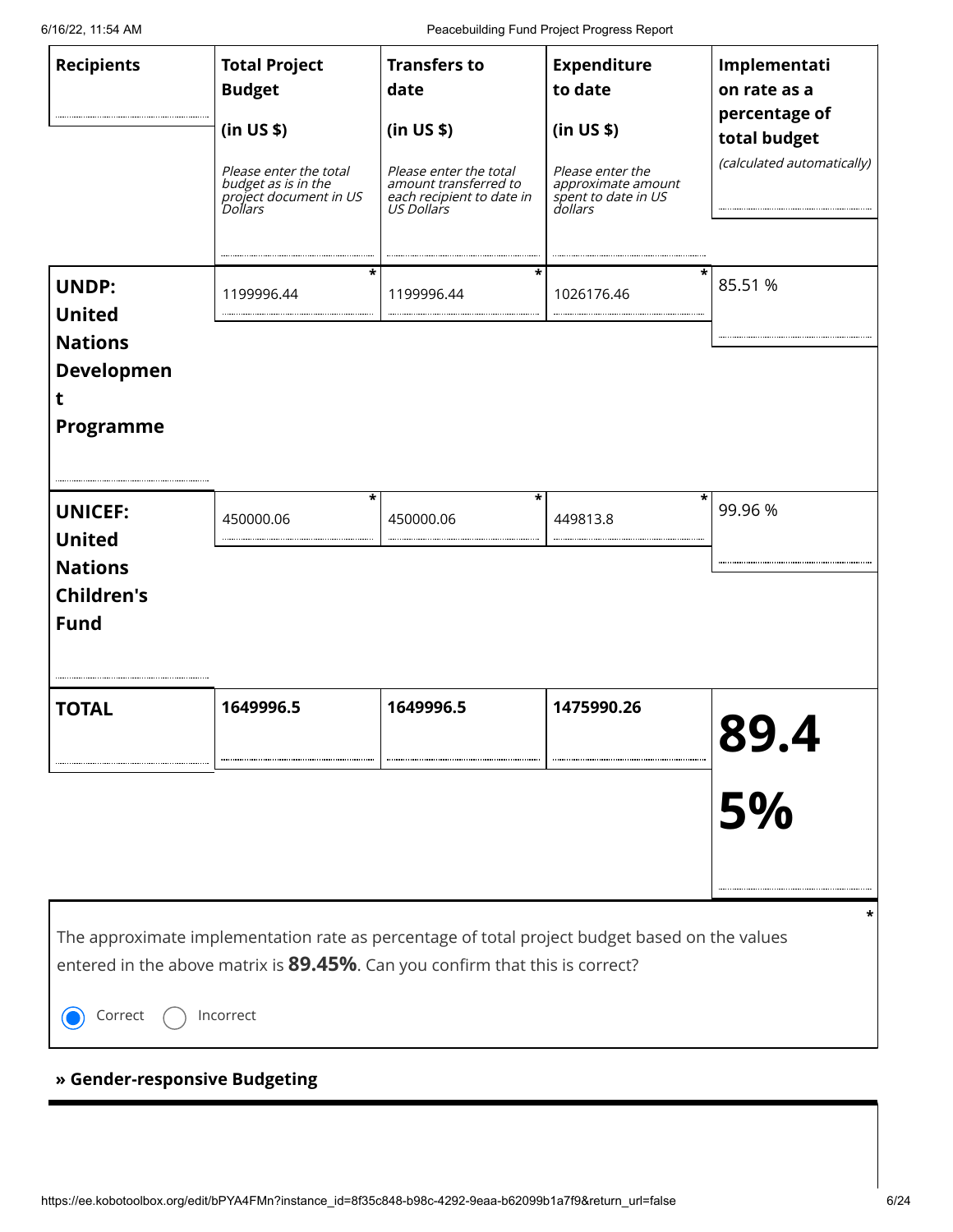| Recipients | Total Project Budget (in US $) *Please enter the total budget as is in the project document in US Dollars* | Transfers to date (in US $) *Please enter the total amount transferred to each recipient to date in US Dollars* | Expenditure to date (in US $) *Please enter the approximate amount spent to date in US dollars* | Implementation rate as a percentage of total budget *(calculated automatically)* |
|---|---|---|---|---|
| **UNDP: United Nations Development Programme** | 1199996.44 * | 1199996.44 * | 1026176.46 * | 85.51 % |
| **UNICEF: United Nations Children's Fund** | 450000.06 * | 450000.06 * | 449813.8 * | 99.96 % |
| **TOTAL** | **1649996.5** | **1649996.5** | **1475990.26** | **89.45%** |

The approximate implementation rate as percentage of total project budget based on the values entered in the above matrix is **89.45%**. Can you confirm that this is correct? *

- [x] Correct
- [ ] Incorrect

**» Gender-responsive Budgeting**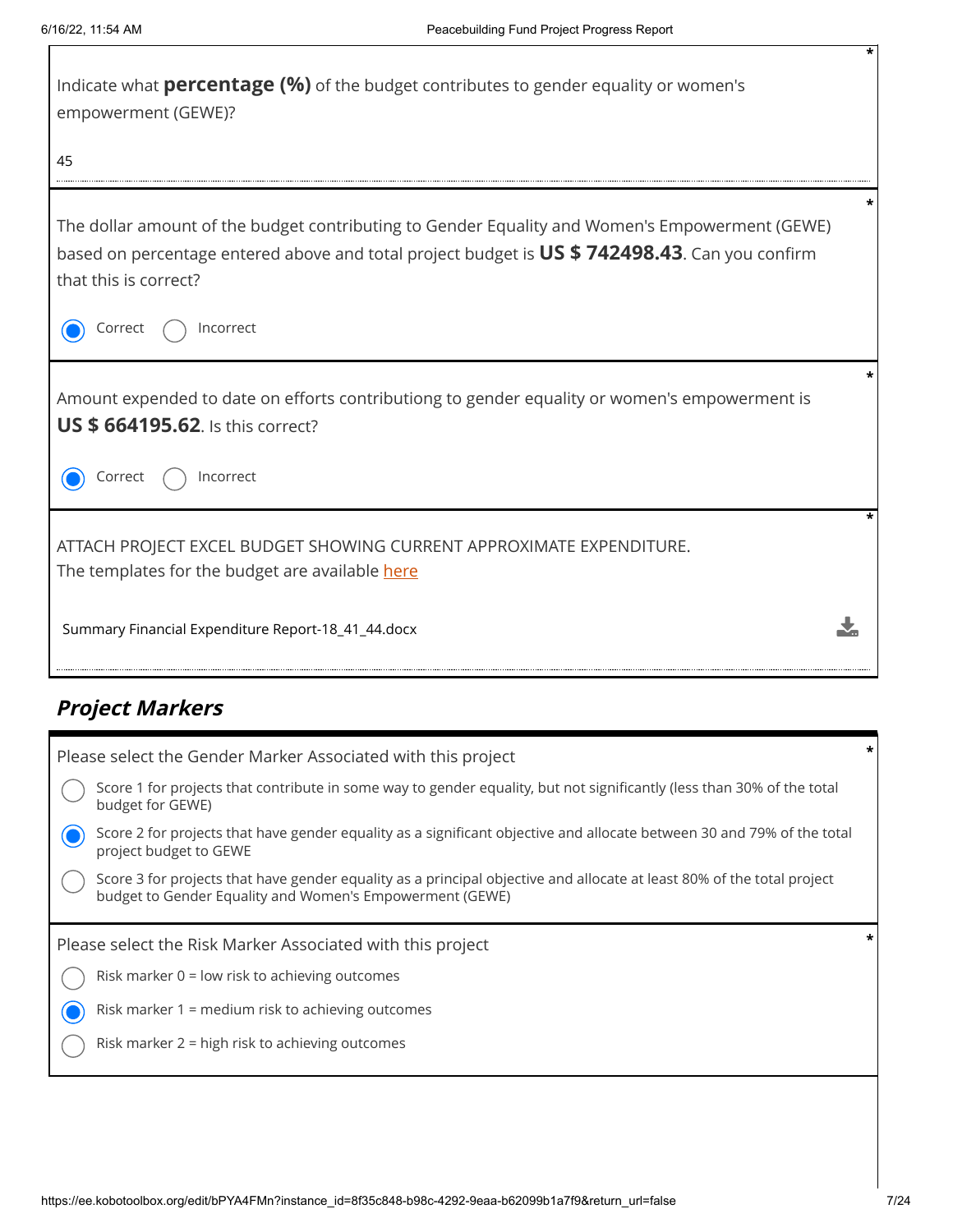Indicate what **percentage (%)** of the budget contributes to gender equality or women's empowerment (GEWE)? *

45

The dollar amount of the budget contributing to Gender Equality and Women's Empowerment (GEWE) based on percentage entered above and total project budget is **US $ 742498.43**. Can you confirm that this is correct? *

- (x) Correct
- ( ) Incorrect

Amount expended to date on efforts contributiong to gender equality or women's empowerment is **US $ 664195.62**. Is this correct? *

- (x) Correct
- ( ) Incorrect

ATTACH PROJECT EXCEL BUDGET SHOWING CURRENT APPROXIMATE EXPENDITURE. *
The templates for the budget are available here

Summary Financial Expenditure Report-18_41_44.docx

## *Project Markers*

Please select the Gender Marker Associated with this project *

- ( ) Score 1 for projects that contribute in some way to gender equality, but not significantly (less than 30% of the total budget for GEWE)
- (x) Score 2 for projects that have gender equality as a significant objective and allocate between 30 and 79% of the total project budget to GEWE
- ( ) Score 3 for projects that have gender equality as a principal objective and allocate at least 80% of the total project budget to Gender Equality and Women's Empowerment (GEWE)

Please select the Risk Marker Associated with this project *

- ( ) Risk marker 0 = low risk to achieving outcomes
- (x) Risk marker 1 = medium risk to achieving outcomes
- ( ) Risk marker 2 = high risk to achieving outcomes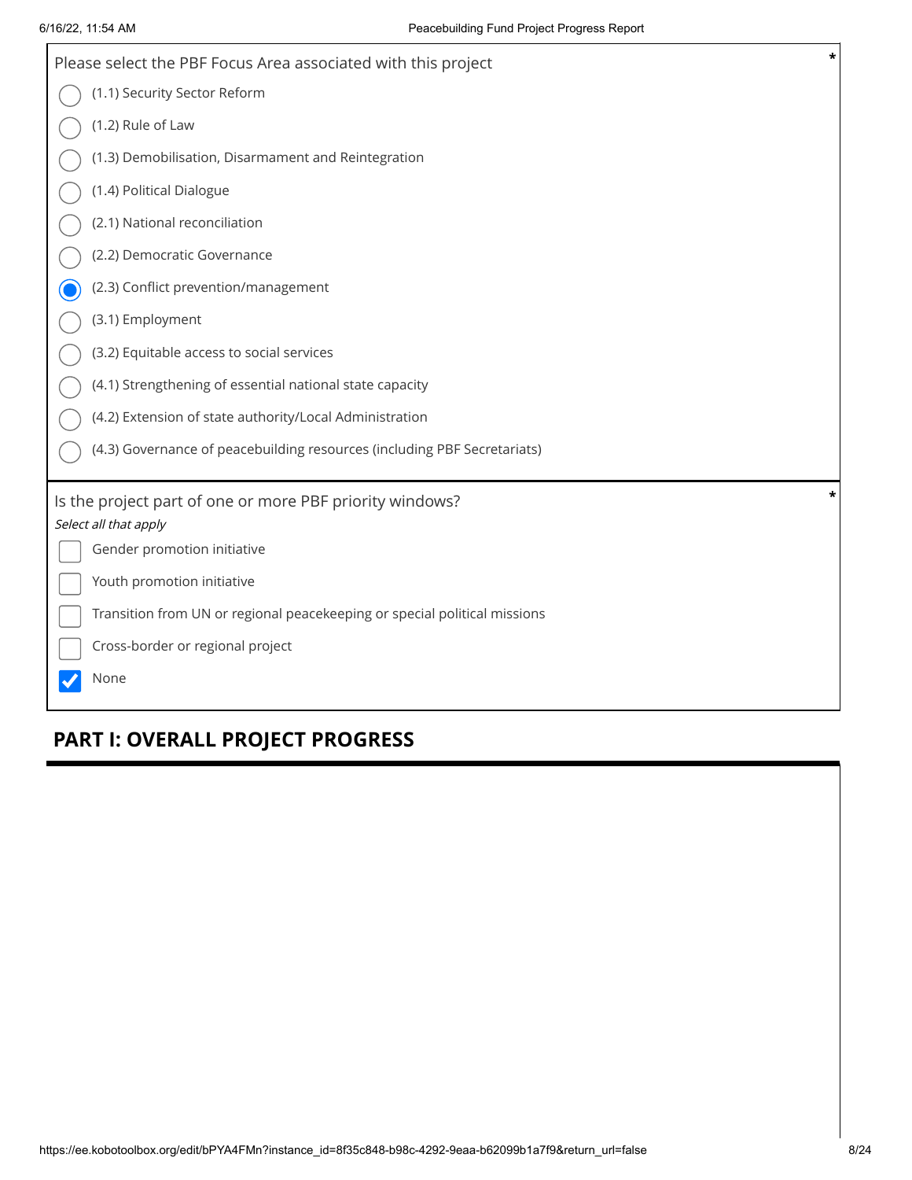Please select the PBF Focus Area associated with this project *

- ( ) (1.1) Security Sector Reform
- ( ) (1.2) Rule of Law
- ( ) (1.3) Demobilisation, Disarmament and Reintegration
- ( ) (1.4) Political Dialogue
- ( ) (2.1) National reconciliation
- ( ) (2.2) Democratic Governance
- (●) (2.3) Conflict prevention/management
- ( ) (3.1) Employment
- ( ) (3.2) Equitable access to social services
- ( ) (4.1) Strengthening of essential national state capacity
- ( ) (4.2) Extension of state authority/Local Administration
- ( ) (4.3) Governance of peacebuilding resources (including PBF Secretariats)

Is the project part of one or more PBF priority windows? *

*Select all that apply*

- [ ] Gender promotion initiative
- [ ] Youth promotion initiative
- [ ] Transition from UN or regional peacekeeping or special political missions
- [ ] Cross-border or regional project
- [x] None

## PART I: OVERALL PROJECT PROGRESS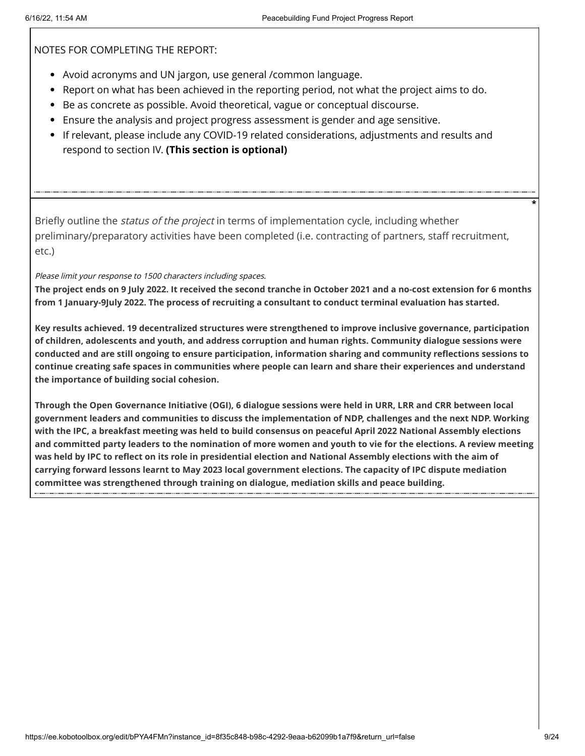NOTES FOR COMPLETING THE REPORT:

- Avoid acronyms and UN jargon, use general /common language.
- Report on what has been achieved in the reporting period, not what the project aims to do.
- Be as concrete as possible. Avoid theoretical, vague or conceptual discourse.
- Ensure the analysis and project progress assessment is gender and age sensitive.
- If relevant, please include any COVID-19 related considerations, adjustments and results and respond to section IV. **(This section is optional)**

*

Briefly outline the *status of the project* in terms of implementation cycle, including whether preliminary/preparatory activities have been completed (i.e. contracting of partners, staff recruitment, etc.)

*Please limit your response to 1500 characters including spaces.*

**The project ends on 9 July 2022. It received the second tranche in October 2021 and a no-cost extension for 6 months from 1 January-9July 2022. The process of recruiting a consultant to conduct terminal evaluation has started.**

**Key results achieved. 19 decentralized structures were strengthened to improve inclusive governance, participation of children, adolescents and youth, and address corruption and human rights. Community dialogue sessions were conducted and are still ongoing to ensure participation, information sharing and community reflections sessions to continue creating safe spaces in communities where people can learn and share their experiences and understand the importance of building social cohesion.**

**Through the Open Governance Initiative (OGI), 6 dialogue sessions were held in URR, LRR and CRR between local government leaders and communities to discuss the implementation of NDP, challenges and the next NDP. Working with the IPC, a breakfast meeting was held to build consensus on peaceful April 2022 National Assembly elections and committed party leaders to the nomination of more women and youth to vie for the elections. A review meeting was held by IPC to reflect on its role in presidential election and National Assembly elections with the aim of carrying forward lessons learnt to May 2023 local government elections. The capacity of IPC dispute mediation committee was strengthened through training on dialogue, mediation skills and peace building.**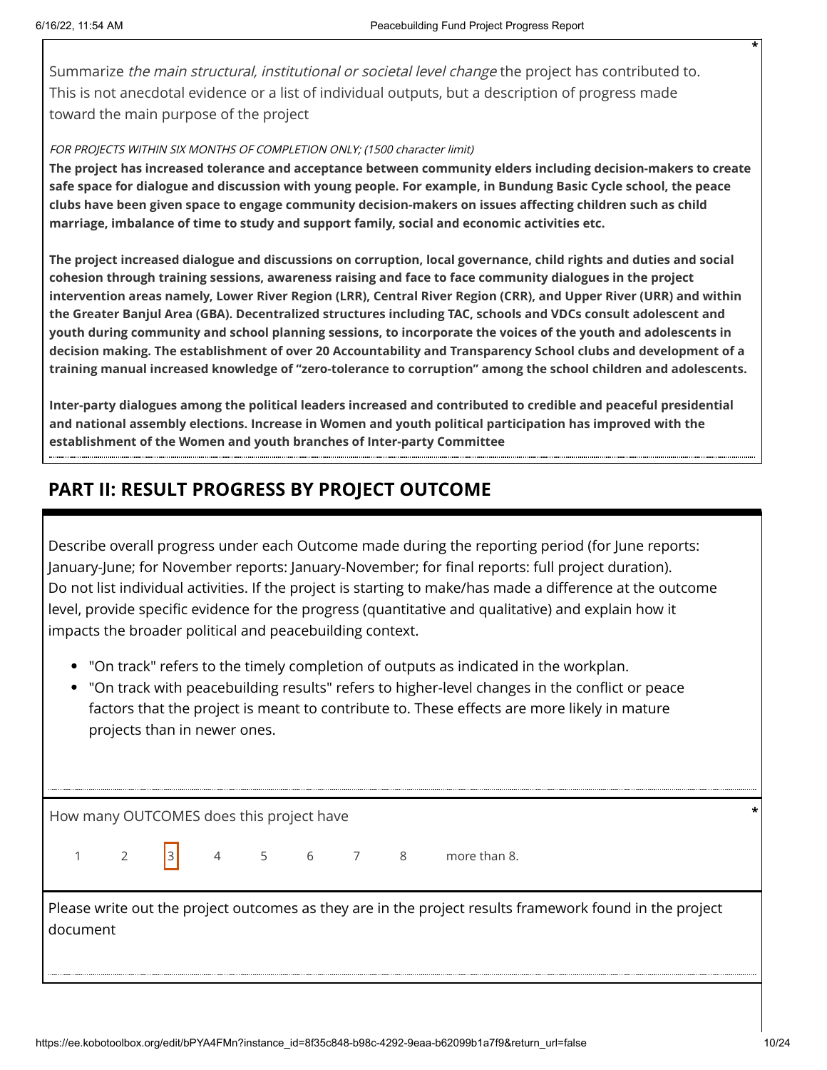Summarize *the main structural, institutional or societal level change* the project has contributed to. This is not anecdotal evidence or a list of individual outputs, but a description of progress made toward the main purpose of the project

*FOR PROJECTS WITHIN SIX MONTHS OF COMPLETION ONLY; (1500 character limit)*

**The project has increased tolerance and acceptance between community elders including decision-makers to create safe space for dialogue and discussion with young people. For example, in Bundung Basic Cycle school, the peace clubs have been given space to engage community decision-makers on issues affecting children such as child marriage, imbalance of time to study and support family, social and economic activities etc.**

**The project increased dialogue and discussions on corruption, local governance, child rights and duties and social cohesion through training sessions, awareness raising and face to face community dialogues in the project intervention areas namely, Lower River Region (LRR), Central River Region (CRR), and Upper River (URR) and within the Greater Banjul Area (GBA). Decentralized structures including TAC, schools and VDCs consult adolescent and youth during community and school planning sessions, to incorporate the voices of the youth and adolescents in decision making. The establishment of over 20 Accountability and Transparency School clubs and development of a training manual increased knowledge of "zero-tolerance to corruption" among the school children and adolescents.**

**Inter-party dialogues among the political leaders increased and contributed to credible and peaceful presidential and national assembly elections. Increase in Women and youth political participation has improved with the establishment of the Women and youth branches of Inter-party Committee**

## PART II: RESULT PROGRESS BY PROJECT OUTCOME

Describe overall progress under each Outcome made during the reporting period (for June reports: January-June; for November reports: January-November; for final reports: full project duration). Do not list individual activities. If the project is starting to make/has made a difference at the outcome level, provide specific evidence for the progress (quantitative and qualitative) and explain how it impacts the broader political and peacebuilding context.

- "On track" refers to the timely completion of outputs as indicated in the workplan.
- "On track with peacebuilding results" refers to higher-level changes in the conflict or peace factors that the project is meant to contribute to. These effects are more likely in mature projects than in newer ones.

How many OUTCOMES does this project have *

1 2 [3] 4 5 6 7 8 more than 8.

Please write out the project outcomes as they are in the project results framework found in the project document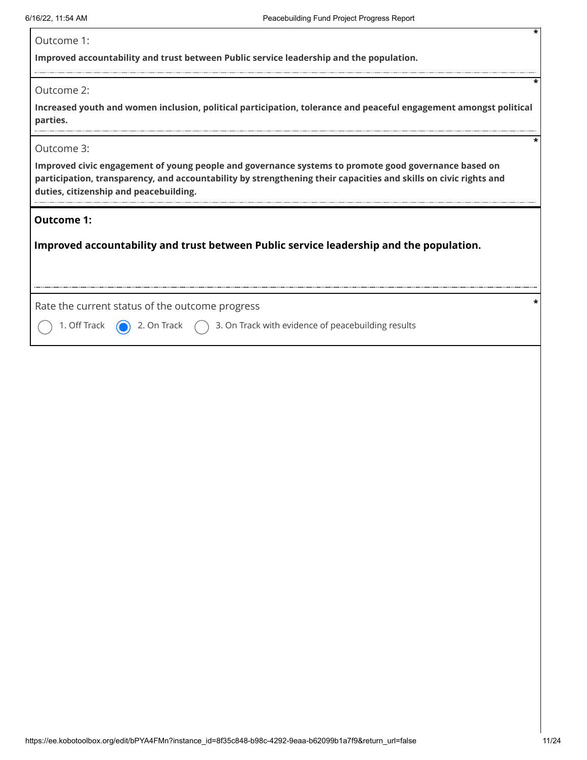Outcome 1:

**Improved accountability and trust between Public service leadership and the population.**

*

Outcome 2:

**Increased youth and women inclusion, political participation, tolerance and peaceful engagement amongst political parties.**

*

Outcome 3:

**Improved civic engagement of young people and governance systems to promote good governance based on participation, transparency, and accountability by strengthening their capacities and skills on civic rights and duties, citizenship and peacebuilding.**

*

## Outcome 1:

## Improved accountability and trust between Public service leadership and the population.

Rate the current status of the outcome progress *

- ○ 1. Off Track
- ◉ 2. On Track
- ○ 3. On Track with evidence of peacebuilding results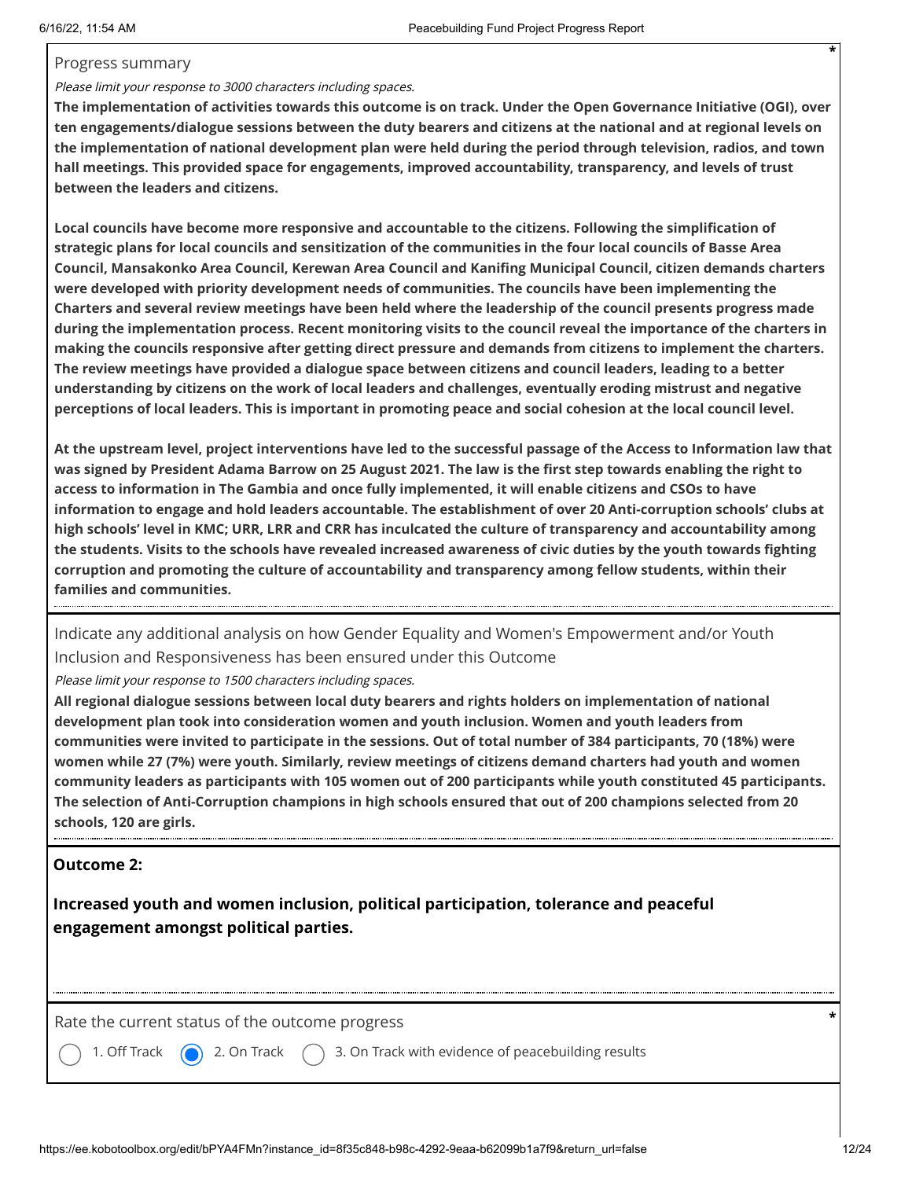Progress summary

*Please limit your response to 3000 characters including spaces.*

**The implementation of activities towards this outcome is on track. Under the Open Governance Initiative (OGI), over ten engagements/dialogue sessions between the duty bearers and citizens at the national and at regional levels on the implementation of national development plan were held during the period through television, radios, and town hall meetings. This provided space for engagements, improved accountability, transparency, and levels of trust between the leaders and citizens.**

**Local councils have become more responsive and accountable to the citizens. Following the simplification of strategic plans for local councils and sensitization of the communities in the four local councils of Basse Area Council, Mansakonko Area Council, Kerewan Area Council and Kanifing Municipal Council, citizen demands charters were developed with priority development needs of communities. The councils have been implementing the Charters and several review meetings have been held where the leadership of the council presents progress made during the implementation process. Recent monitoring visits to the council reveal the importance of the charters in making the councils responsive after getting direct pressure and demands from citizens to implement the charters. The review meetings have provided a dialogue space between citizens and council leaders, leading to a better understanding by citizens on the work of local leaders and challenges, eventually eroding mistrust and negative perceptions of local leaders. This is important in promoting peace and social cohesion at the local council level.**

**At the upstream level, project interventions have led to the successful passage of the Access to Information law that was signed by President Adama Barrow on 25 August 2021. The law is the first step towards enabling the right to access to information in The Gambia and once fully implemented, it will enable citizens and CSOs to have information to engage and hold leaders accountable. The establishment of over 20 Anti-corruption schools' clubs at high schools' level in KMC; URR, LRR and CRR has inculcated the culture of transparency and accountability among the students. Visits to the schools have revealed increased awareness of civic duties by the youth towards fighting corruption and promoting the culture of accountability and transparency among fellow students, within their families and communities.**

Indicate any additional analysis on how Gender Equality and Women's Empowerment and/or Youth Inclusion and Responsiveness has been ensured under this Outcome

*Please limit your response to 1500 characters including spaces.*

**All regional dialogue sessions between local duty bearers and rights holders on implementation of national development plan took into consideration women and youth inclusion. Women and youth leaders from communities were invited to participate in the sessions. Out of total number of 384 participants, 70 (18%) were women while 27 (7%) were youth. Similarly, review meetings of citizens demand charters had youth and women community leaders as participants with 105 women out of 200 participants while youth constituted 45 participants. The selection of Anti-Corruption champions in high schools ensured that out of 200 champions selected from 20 schools, 120 are girls.**

**Outcome 2:**

**Increased youth and women inclusion, political participation, tolerance and peaceful engagement amongst political parties.**

Rate the current status of the outcome progress *

- ( ) 1. Off Track
- (●) 2. On Track
- ( ) 3. On Track with evidence of peacebuilding results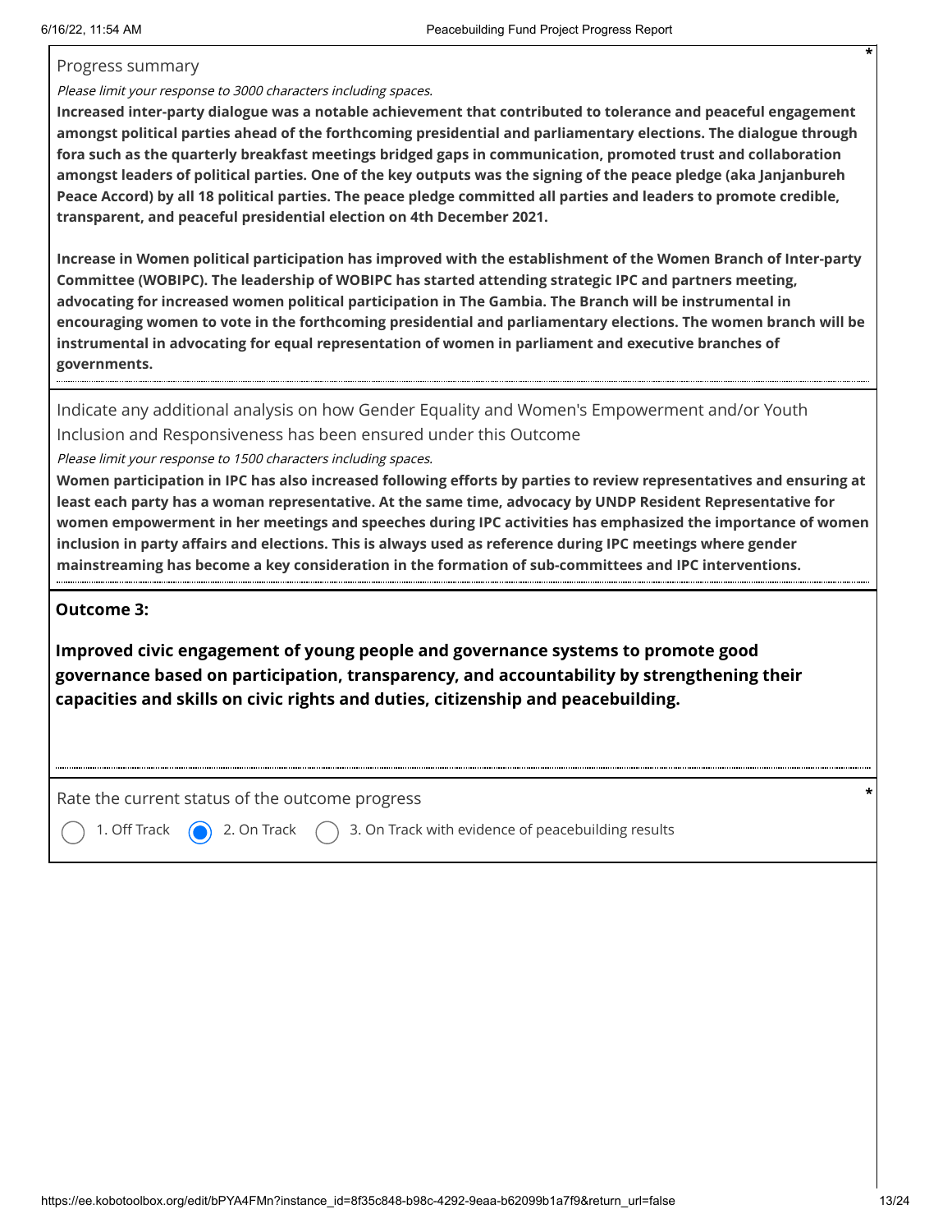Progress summary

*Please limit your response to 3000 characters including spaces.*

**Increased inter-party dialogue was a notable achievement that contributed to tolerance and peaceful engagement amongst political parties ahead of the forthcoming presidential and parliamentary elections. The dialogue through fora such as the quarterly breakfast meetings bridged gaps in communication, promoted trust and collaboration amongst leaders of political parties. One of the key outputs was the signing of the peace pledge (aka Janjanbureh Peace Accord) by all 18 political parties. The peace pledge committed all parties and leaders to promote credible, transparent, and peaceful presidential election on 4th December 2021.**

**Increase in Women political participation has improved with the establishment of the Women Branch of Inter-party Committee (WOBIPC). The leadership of WOBIPC has started attending strategic IPC and partners meeting, advocating for increased women political participation in The Gambia. The Branch will be instrumental in encouraging women to vote in the forthcoming presidential and parliamentary elections. The women branch will be instrumental in advocating for equal representation of women in parliament and executive branches of governments.**

Indicate any additional analysis on how Gender Equality and Women's Empowerment and/or Youth Inclusion and Responsiveness has been ensured under this Outcome

*Please limit your response to 1500 characters including spaces.*

**Women participation in IPC has also increased following efforts by parties to review representatives and ensuring at least each party has a woman representative. At the same time, advocacy by UNDP Resident Representative for women empowerment in her meetings and speeches during IPC activities has emphasized the importance of women inclusion in party affairs and elections. This is always used as reference during IPC meetings where gender mainstreaming has become a key consideration in the formation of sub-committees and IPC interventions.**

**Outcome 3:**

**Improved civic engagement of young people and governance systems to promote good governance based on participation, transparency, and accountability by strengthening their capacities and skills on civic rights and duties, citizenship and peacebuilding.**

Rate the current status of the outcome progress

- ○ 1. Off Track
- ◉ 2. On Track
- ○ 3. On Track with evidence of peacebuilding results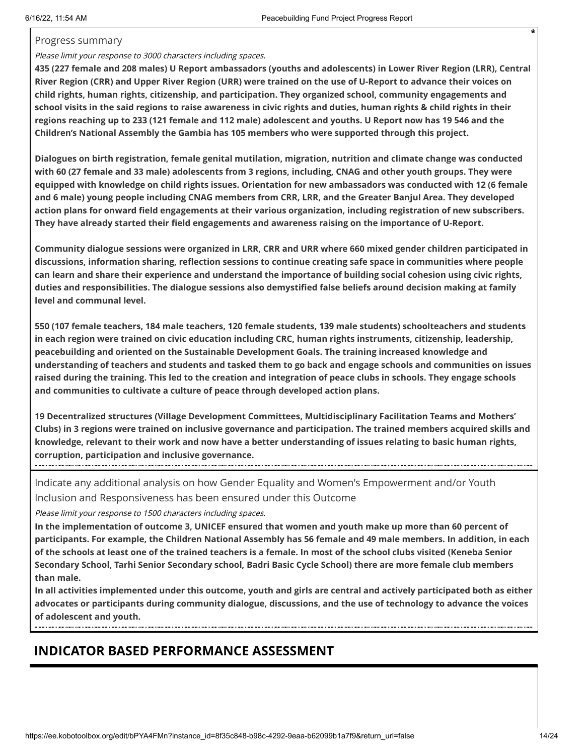Progress summary

*Please limit your response to 3000 characters including spaces.*

**435 (227 female and 208 males) U Report ambassadors (youths and adolescents) in Lower River Region (LRR), Central River Region (CRR) and Upper River Region (URR) were trained on the use of U-Report to advance their voices on child rights, human rights, citizenship, and participation. They organized school, community engagements and school visits in the said regions to raise awareness in civic rights and duties, human rights & child rights in their regions reaching up to 233 (121 female and 112 male) adolescent and youths. U Report now has 19 546 and the Children's National Assembly the Gambia has 105 members who were supported through this project.**

**Dialogues on birth registration, female genital mutilation, migration, nutrition and climate change was conducted with 60 (27 female and 33 male) adolescents from 3 regions, including, CNAG and other youth groups. They were equipped with knowledge on child rights issues. Orientation for new ambassadors was conducted with 12 (6 female and 6 male) young people including CNAG members from CRR, LRR, and the Greater Banjul Area. They developed action plans for onward field engagements at their various organization, including registration of new subscribers. They have already started their field engagements and awareness raising on the importance of U-Report.**

**Community dialogue sessions were organized in LRR, CRR and URR where 660 mixed gender children participated in discussions, information sharing, reflection sessions to continue creating safe space in communities where people can learn and share their experience and understand the importance of building social cohesion using civic rights, duties and responsibilities. The dialogue sessions also demystified false beliefs around decision making at family level and communal level.**

**550 (107 female teachers, 184 male teachers, 120 female students, 139 male students) schoolteachers and students in each region were trained on civic education including CRC, human rights instruments, citizenship, leadership, peacebuilding and oriented on the Sustainable Development Goals. The training increased knowledge and understanding of teachers and students and tasked them to go back and engage schools and communities on issues raised during the training. This led to the creation and integration of peace clubs in schools. They engage schools and communities to cultivate a culture of peace through developed action plans.**

**19 Decentralized structures (Village Development Committees, Multidisciplinary Facilitation Teams and Mothers' Clubs) in 3 regions were trained on inclusive governance and participation. The trained members acquired skills and knowledge, relevant to their work and now have a better understanding of issues relating to basic human rights, corruption, participation and inclusive governance.**

Indicate any additional analysis on how Gender Equality and Women's Empowerment and/or Youth Inclusion and Responsiveness has been ensured under this Outcome

*Please limit your response to 1500 characters including spaces.*

**In the implementation of outcome 3, UNICEF ensured that women and youth make up more than 60 percent of participants. For example, the Children National Assembly has 56 female and 49 male members. In addition, in each of the schools at least one of the trained teachers is a female. In most of the school clubs visited (Keneba Senior Secondary School, Tarhi Senior Secondary school, Badri Basic Cycle School) there are more female club members than male.**
**In all activities implemented under this outcome, youth and girls are central and actively participated both as either advocates or participants during community dialogue, discussions, and the use of technology to advance the voices of adolescent and youth.**

## INDICATOR BASED PERFORMANCE ASSESSMENT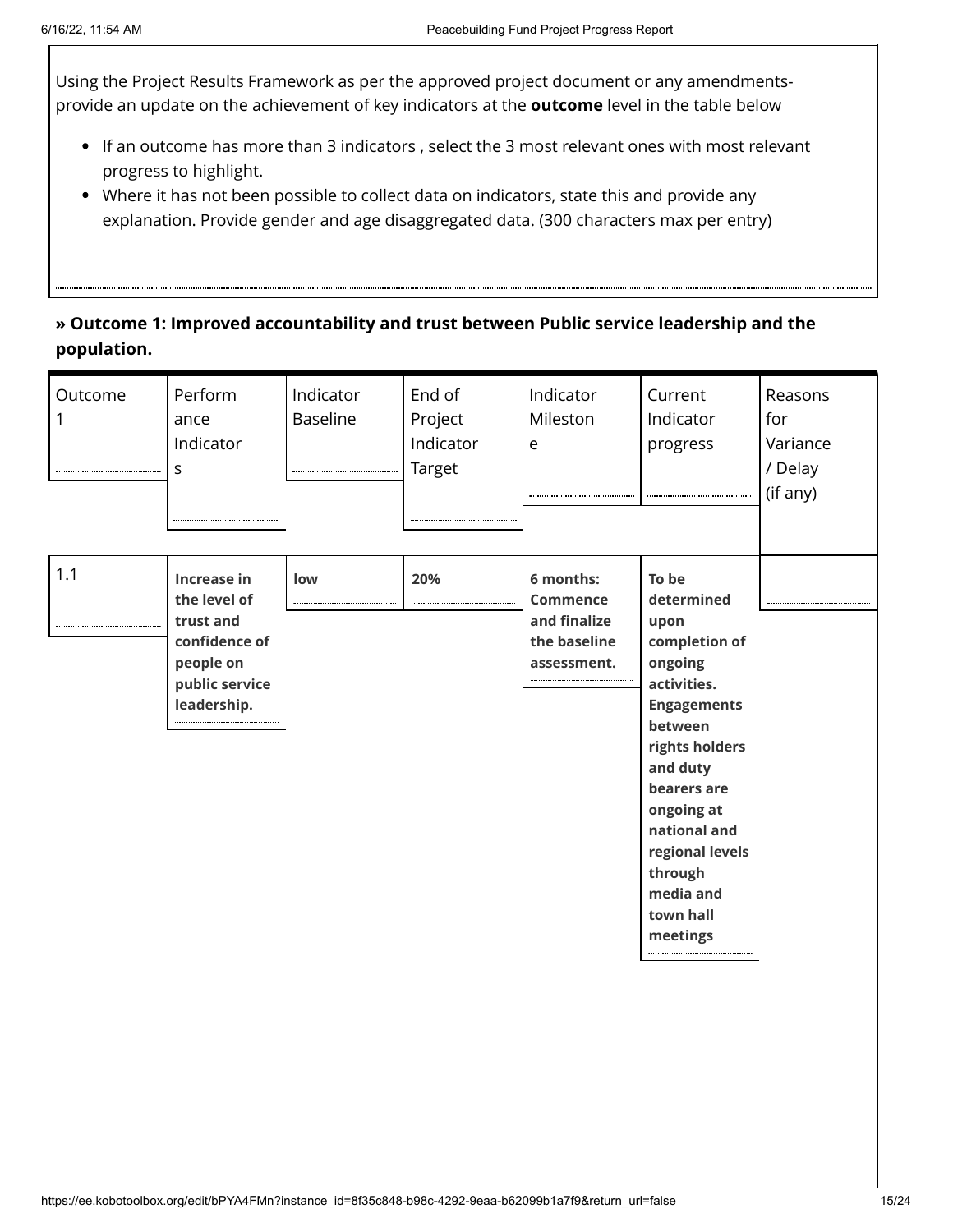Using the Project Results Framework as per the approved project document or any amendments- provide an update on the achievement of key indicators at the **outcome** level in the table below

- If an outcome has more than 3 indicators , select the 3 most relevant ones with most relevant progress to highlight.
- Where it has not been possible to collect data on indicators, state this and provide any explanation. Provide gender and age disaggregated data. (300 characters max per entry)

**» Outcome 1: Improved accountability and trust between Public service leadership and the population.**

| Outcome 1 | Performance Indicators | Indicator Baseline | End of Project Indicator Target | Indicator Milestone | Current Indicator progress | Reasons for Variance / Delay (if any) |
|---|---|---|---|---|---|---|
| 1.1 | **Increase in the level of trust and confidence of people on public service leadership.** | **low** | **20%** | **6 months: Commence and finalize the baseline assessment.** | **To be determined upon completion of ongoing activities. Engagements between rights holders and duty bearers are ongoing at national and regional levels through media and town hall meetings** | |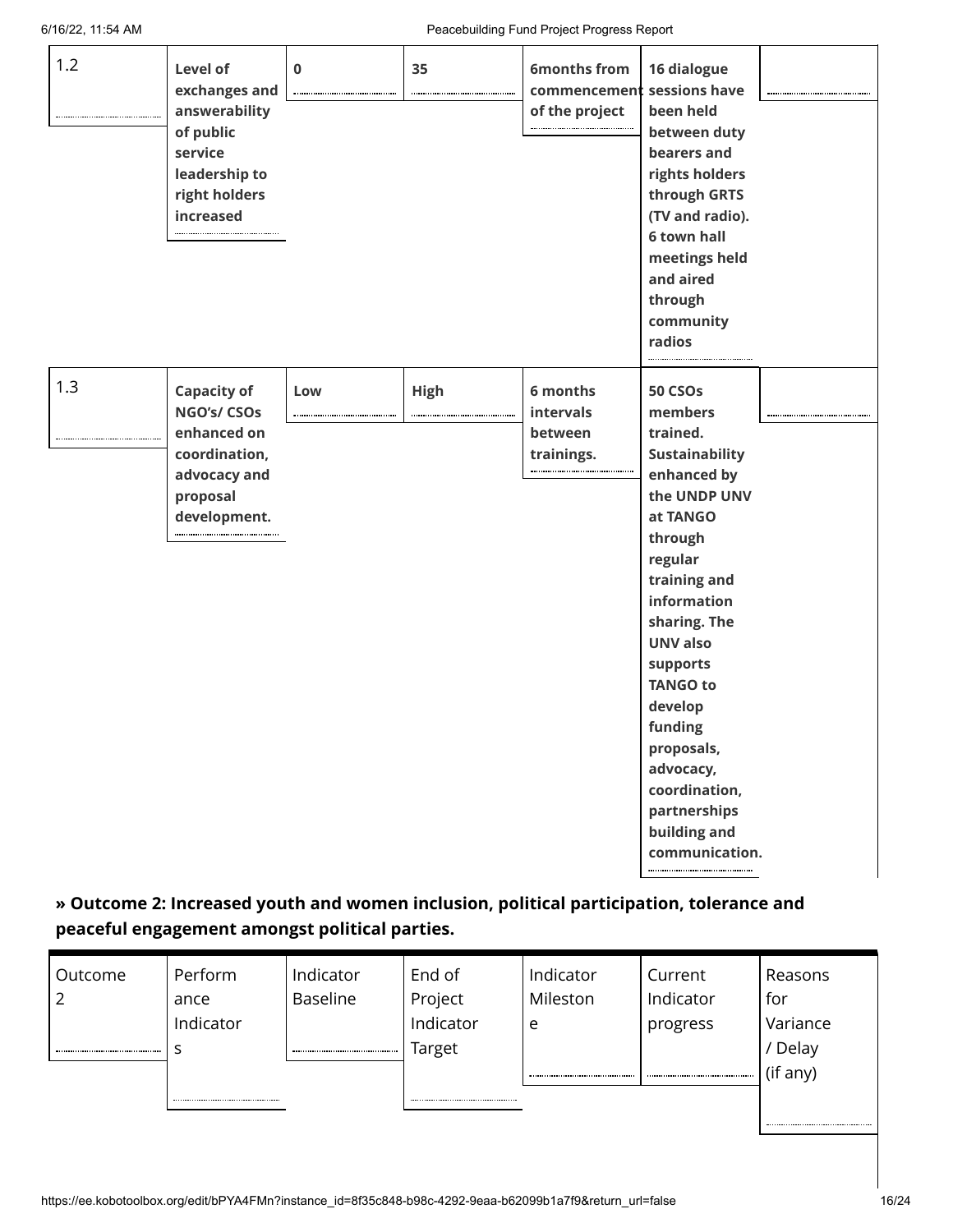| | | | | | | |
|---|---|---|---|---|---|---|
| 1.2 | **Level of exchanges and answerability of public service leadership to right holders increased** | **0** | **35** | **6months from commencement of the project** | **16 dialogue sessions have been held between duty bearers and rights holders through GRTS (TV and radio). 6 town hall meetings held and aired through community radios** | |
| 1.3 | **Capacity of NGO's/ CSOs enhanced on coordination, advocacy and proposal development.** | **Low** | **High** | **6 months intervals between trainings.** | **50 CSOs members trained. Sustainability enhanced by the UNDP UNV at TANGO through regular training and information sharing. The UNV also supports TANGO to develop funding proposals, advocacy, coordination, partnerships building and communication.** | |

### » Outcome 2: Increased youth and women inclusion, political participation, tolerance and peaceful engagement amongst political parties.

| Outcome 2 | Performance Indicators | Indicator Baseline | End of Project Indicator Target | Indicator Milestone | Current Indicator progress | Reasons for Variance / Delay (if any) |
|---|---|---|---|---|---|---|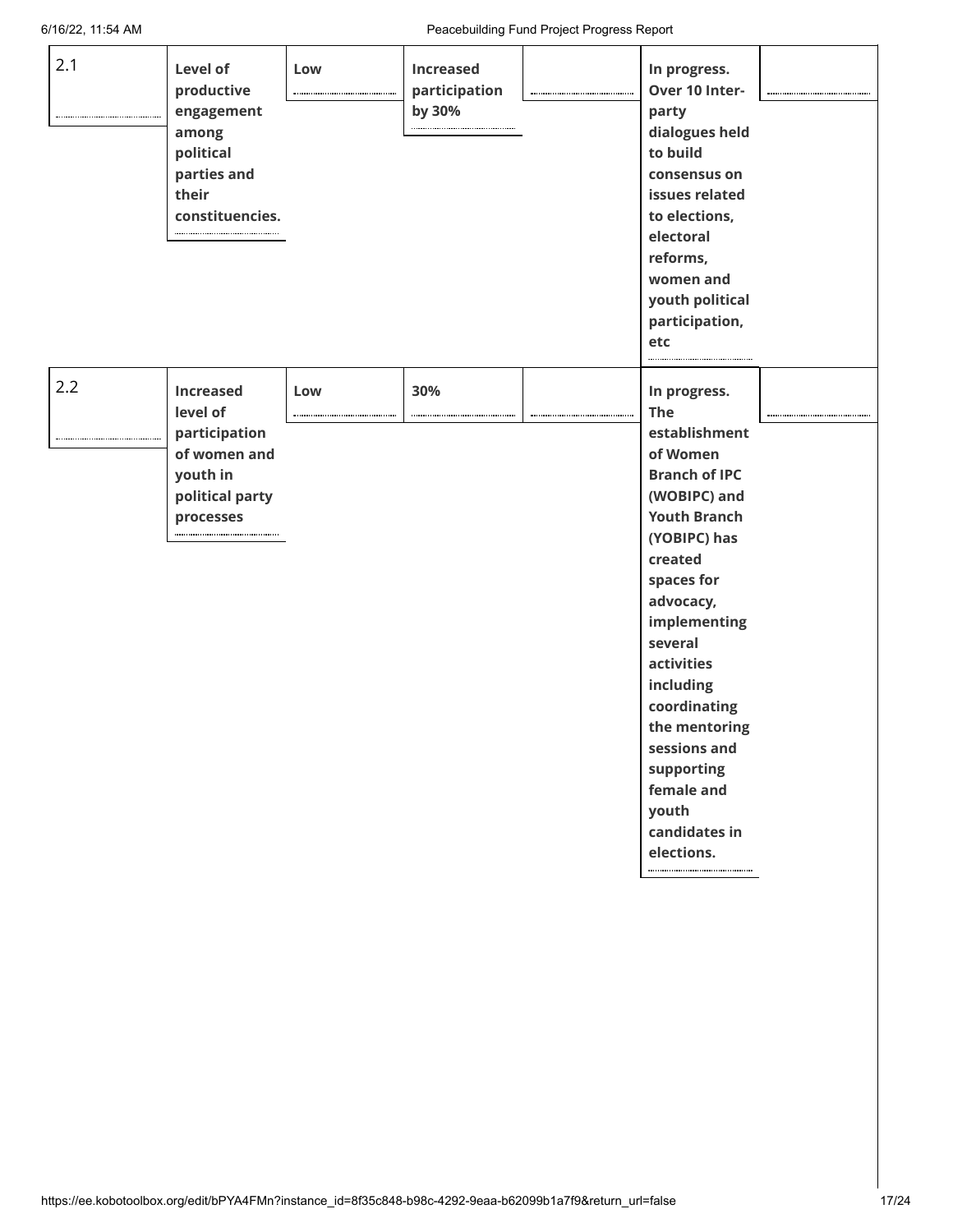| | | | | | | |
|---|---|---|---|---|---|---|
| 2.1 | **Level of productive engagement among political parties and their constituencies.** | **Low** | **Increased participation by 30%** | | **In progress. Over 10 Inter-party dialogues held to build consensus on issues related to elections, electoral reforms, women and youth political participation, etc** | |
| 2.2 | **Increased level of participation of women and youth in political party processes** | **Low** | **30%** | | **In progress. The establishment of Women Branch of IPC (WOBIPC) and Youth Branch (YOBIPC) has created spaces for advocacy, implementing several activities including coordinating the mentoring sessions and supporting female and youth candidates in elections.** | |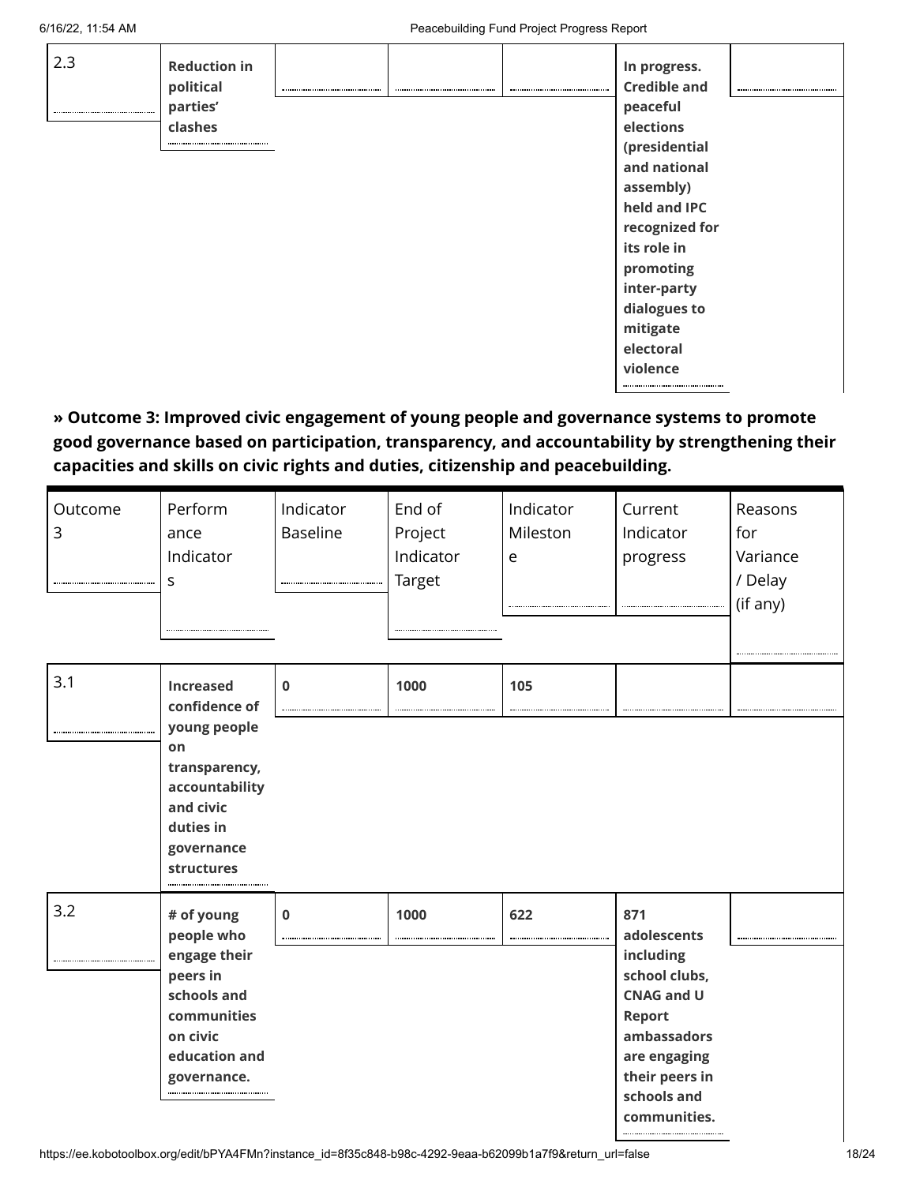| 2.3 | Reduction in political parties' clashes | | | | In progress. Credible and peaceful elections (presidential and national assembly) held and IPC recognized for its role in promoting inter-party dialogues to mitigate electoral violence | |
|---|---|---|---|---|---|---|

**» Outcome 3: Improved civic engagement of young people and governance systems to promote good governance based on participation, transparency, and accountability by strengthening their capacities and skills on civic rights and duties, citizenship and peacebuilding.**

| Outcome 3 | Performance Indicators | Indicator Baseline | End of Project Indicator Target | Indicator Milestone | Current Indicator progress | Reasons for Variance / Delay (if any) |
|---|---|---|---|---|---|---|
| 3.1 | **Increased confidence of young people on transparency, accountability and civic duties in governance structures** | **0** | **1000** | **105** | | |
| 3.2 | **# of young people who engage their peers in schools and communities on civic education and governance.** | **0** | **1000** | **622** | **871 adolescents including school clubs, CNAG and U Report ambassadors are engaging their peers in schools and communities.** | |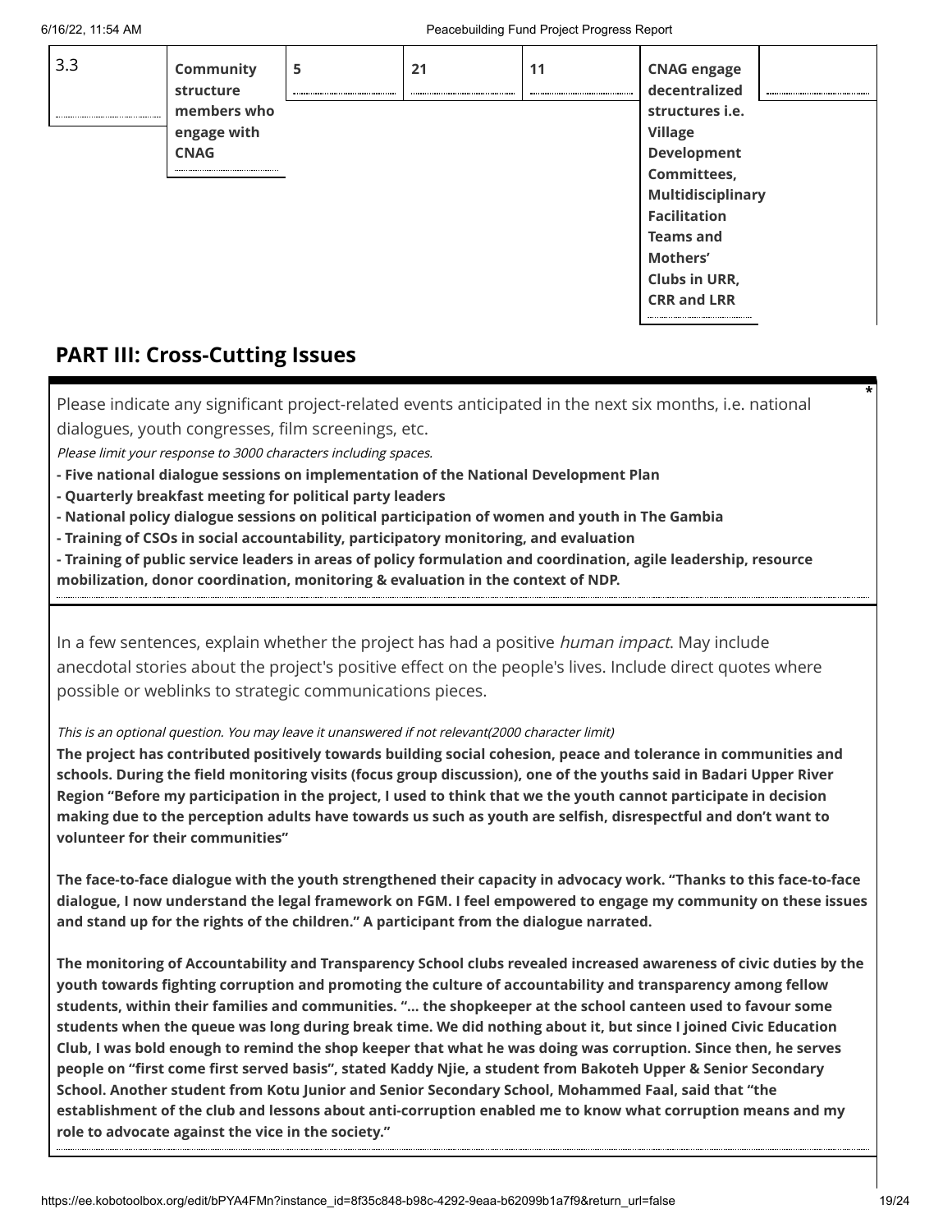| 3.3 | **Community structure members who engage with CNAG** | **5** | **21** | **11** | **CNAG engage decentralized structures i.e. Village Development Committees, Multidisciplinary Facilitation Teams and Mothers' Clubs in URR, CRR and LRR** | |
|---|---|---|---|---|---|---|

## PART III: Cross-Cutting Issues

Please indicate any significant project-related events anticipated in the next six months, i.e. national dialogues, youth congresses, film screenings, etc. *

*Please limit your response to 3000 characters including spaces.*

**- Five national dialogue sessions on implementation of the National Development Plan**
**- Quarterly breakfast meeting for political party leaders**
**- National policy dialogue sessions on political participation of women and youth in The Gambia**
**- Training of CSOs in social accountability, participatory monitoring, and evaluation**
**- Training of public service leaders in areas of policy formulation and coordination, agile leadership, resource mobilization, donor coordination, monitoring & evaluation in the context of NDP.**

In a few sentences, explain whether the project has had a positive *human impact*. May include anecdotal stories about the project's positive effect on the people's lives. Include direct quotes where possible or weblinks to strategic communications pieces.

*This is an optional question. You may leave it unanswered if not relevant(2000 character limit)*

**The project has contributed positively towards building social cohesion, peace and tolerance in communities and schools. During the field monitoring visits (focus group discussion), one of the youths said in Badari Upper River Region "Before my participation in the project, I used to think that we the youth cannot participate in decision making due to the perception adults have towards us such as youth are selfish, disrespectful and don't want to volunteer for their communities"**

**The face-to-face dialogue with the youth strengthened their capacity in advocacy work. "Thanks to this face-to-face dialogue, I now understand the legal framework on FGM. I feel empowered to engage my community on these issues and stand up for the rights of the children." A participant from the dialogue narrated.**

**The monitoring of Accountability and Transparency School clubs revealed increased awareness of civic duties by the youth towards fighting corruption and promoting the culture of accountability and transparency among fellow students, within their families and communities. "... the shopkeeper at the school canteen used to favour some students when the queue was long during break time. We did nothing about it, but since I joined Civic Education Club, I was bold enough to remind the shop keeper that what he was doing was corruption. Since then, he serves people on "first come first served basis", stated Kaddy Njie, a student from Bakoteh Upper & Senior Secondary School. Another student from Kotu Junior and Senior Secondary School, Mohammed Faal, said that "the establishment of the club and lessons about anti-corruption enabled me to know what corruption means and my role to advocate against the vice in the society."**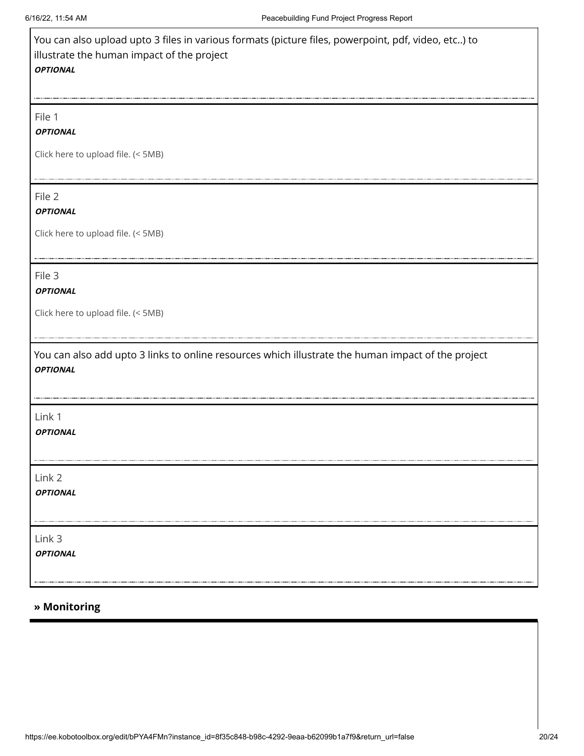You can also upload upto 3 files in various formats (picture files, powerpoint, pdf, video, etc..) to illustrate the human impact of the project

***OPTIONAL***

File 1

***OPTIONAL***

Click here to upload file. (< 5MB)

File 2

***OPTIONAL***

Click here to upload file. (< 5MB)

File 3

***OPTIONAL***

Click here to upload file. (< 5MB)

You can also add upto 3 links to online resources which illustrate the human impact of the project

***OPTIONAL***

Link 1

***OPTIONAL***

Link 2

***OPTIONAL***

Link 3

***OPTIONAL***

## » Monitoring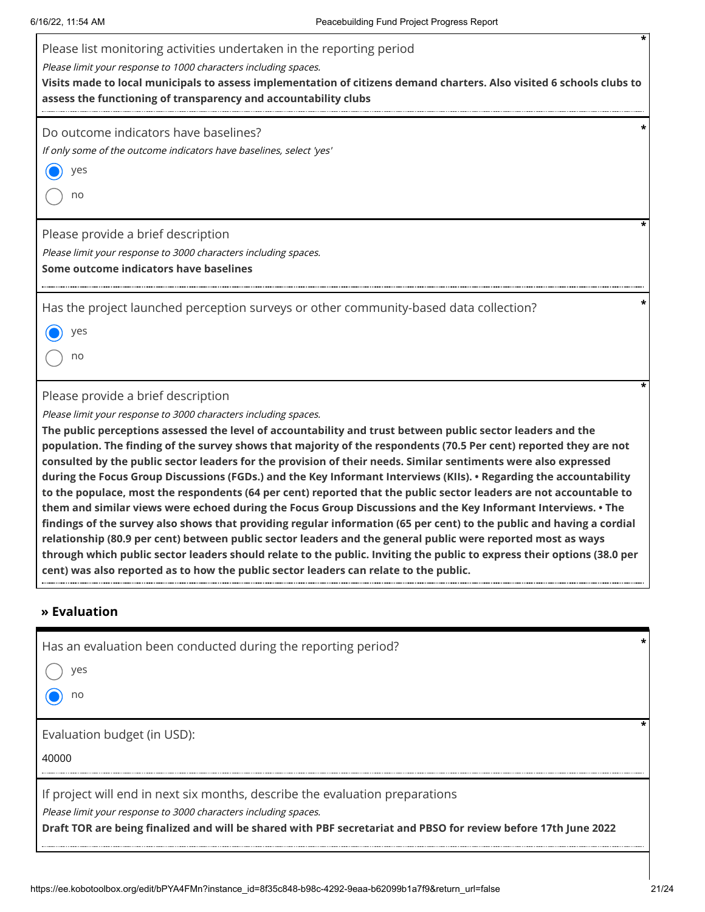Please list monitoring activities undertaken in the reporting period *

*Please limit your response to 1000 characters including spaces.*

**Visits made to local municipals to assess implementation of citizens demand charters. Also visited 6 schools clubs to assess the functioning of transparency and accountability clubs**

Do outcome indicators have baselines? *

*If only some of the outcome indicators have baselines, select 'yes'*

- (●) yes
- ( ) no

Please provide a brief description *

*Please limit your response to 3000 characters including spaces.*

**Some outcome indicators have baselines**

Has the project launched perception surveys or other community-based data collection? *

- (●) yes
- ( ) no

Please provide a brief description *

*Please limit your response to 3000 characters including spaces.*

**The public perceptions assessed the level of accountability and trust between public sector leaders and the population. The finding of the survey shows that majority of the respondents (70.5 Per cent) reported they are not consulted by the public sector leaders for the provision of their needs. Similar sentiments were also expressed during the Focus Group Discussions (FGDs.) and the Key Informant Interviews (KIIs). • Regarding the accountability to the populace, most the respondents (64 per cent) reported that the public sector leaders are not accountable to them and similar views were echoed during the Focus Group Discussions and the Key Informant Interviews. • The findings of the survey also shows that providing regular information (65 per cent) to the public and having a cordial relationship (80.9 per cent) between public sector leaders and the general public were reported most as ways through which public sector leaders should relate to the public. Inviting the public to express their options (38.0 per cent) was also reported as to how the public sector leaders can relate to the public.**

## » Evaluation

Has an evaluation been conducted during the reporting period? *

- ( ) yes
- (●) no

Evaluation budget (in USD): *

40000

If project will end in next six months, describe the evaluation preparations

*Please limit your response to 3000 characters including spaces.*

**Draft TOR are being finalized and will be shared with PBF secretariat and PBSO for review before 17th June 2022**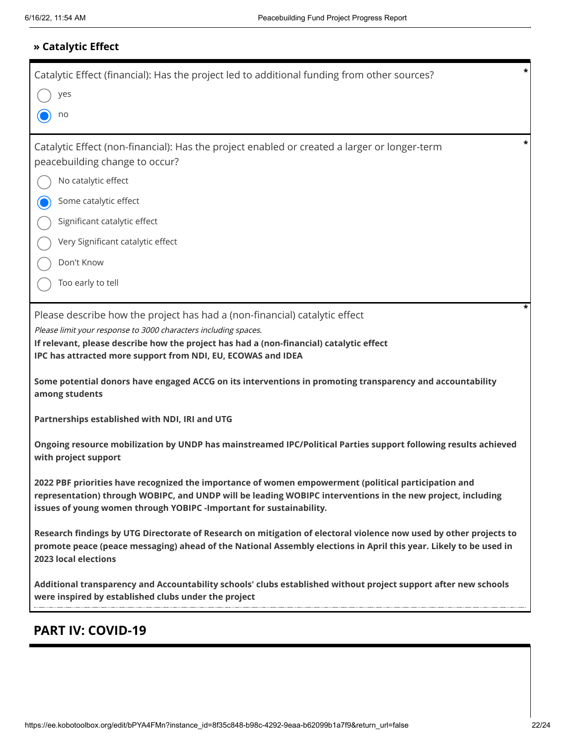## » Catalytic Effect

Catalytic Effect (financial): Has the project led to additional funding from other sources? *

- ○ yes
- ◉ no

Catalytic Effect (non-financial): Has the project enabled or created a larger or longer-term peacebuilding change to occur? *

- ○ No catalytic effect
- ◉ Some catalytic effect
- ○ Significant catalytic effect
- ○ Very Significant catalytic effect
- ○ Don't Know
- ○ Too early to tell

Please describe how the project has had a (non-financial) catalytic effect *

*Please limit your response to 3000 characters including spaces.*

**If relevant, please describe how the project has had a (non-financial) catalytic effect**
**IPC has attracted more support from NDI, EU, ECOWAS and IDEA**

**Some potential donors have engaged ACCG on its interventions in promoting transparency and accountability among students**

**Partnerships established with NDI, IRI and UTG**

**Ongoing resource mobilization by UNDP has mainstreamed IPC/Political Parties support following results achieved with project support**

**2022 PBF priorities have recognized the importance of women empowerment (political participation and representation) through WOBIPC, and UNDP will be leading WOBIPC interventions in the new project, including issues of young women through YOBIPC -Important for sustainability.**

**Research findings by UTG Directorate of Research on mitigation of electoral violence now used by other projects to promote peace (peace messaging) ahead of the National Assembly elections in April this year. Likely to be used in 2023 local elections**

**Additional transparency and Accountability schools' clubs established without project support after new schools were inspired by established clubs under the project**

## PART IV: COVID-19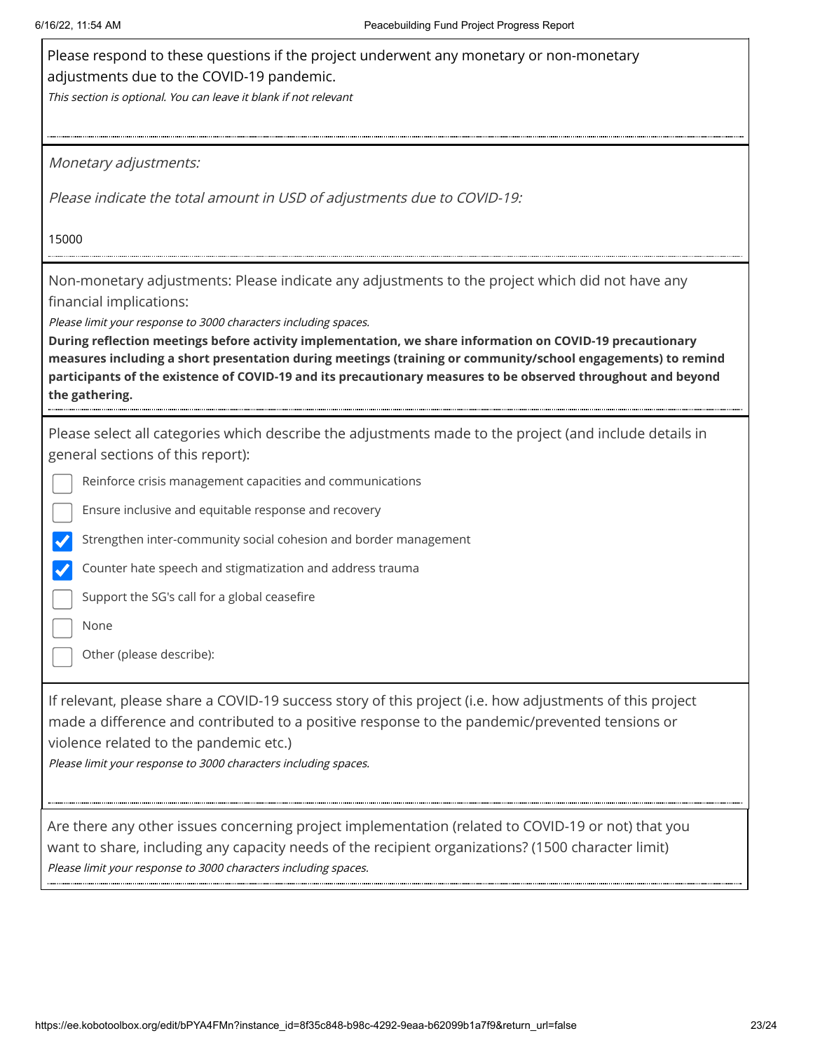Please respond to these questions if the project underwent any monetary or non-monetary adjustments due to the COVID-19 pandemic.

*This section is optional. You can leave it blank if not relevant*

*Monetary adjustments:*

*Please indicate the total amount in USD of adjustments due to COVID-19:*

15000

Non-monetary adjustments: Please indicate any adjustments to the project which did not have any financial implications:

*Please limit your response to 3000 characters including spaces.*

**During reflection meetings before activity implementation, we share information on COVID-19 precautionary measures including a short presentation during meetings (training or community/school engagements) to remind participants of the existence of COVID-19 and its precautionary measures to be observed throughout and beyond the gathering.**

Please select all categories which describe the adjustments made to the project (and include details in general sections of this report):

- [ ] Reinforce crisis management capacities and communications
- [ ] Ensure inclusive and equitable response and recovery
- [x] Strengthen inter-community social cohesion and border management
- [x] Counter hate speech and stigmatization and address trauma
- [ ] Support the SG's call for a global ceasefire
- [ ] None
- [ ] Other (please describe):

If relevant, please share a COVID-19 success story of this project (i.e. how adjustments of this project made a difference and contributed to a positive response to the pandemic/prevented tensions or violence related to the pandemic etc.)

*Please limit your response to 3000 characters including spaces.*

Are there any other issues concerning project implementation (related to COVID-19 or not) that you want to share, including any capacity needs of the recipient organizations? (1500 character limit)

*Please limit your response to 3000 characters including spaces.*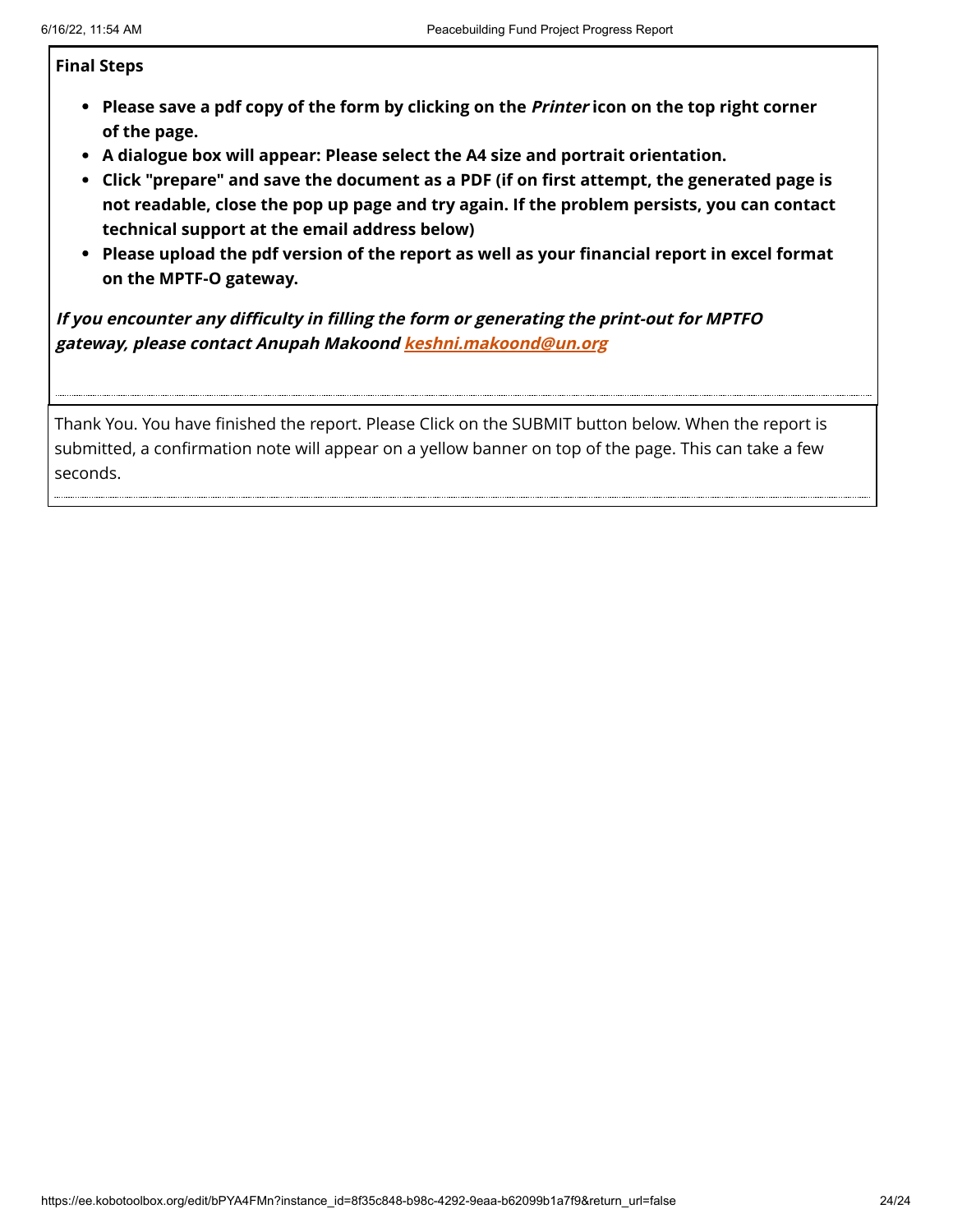**Final Steps**

- **Please save a pdf copy of the form by clicking on the *Printer* icon on the top right corner of the page.**
- **A dialogue box will appear: Please select the A4 size and portrait orientation.**
- **Click "prepare" and save the document as a PDF (if on first attempt, the generated page is not readable, close the pop up page and try again. If the problem persists, you can contact technical support at the email address below)**
- **Please upload the pdf version of the report as well as your financial report in excel format on the MPTF-O gateway.**

***If you encounter any difficulty in filling the form or generating the print-out for MPTFO gateway, please contact Anupah Makoond keshni.makoond@un.org***

Thank You. You have finished the report. Please Click on the SUBMIT button below. When the report is submitted, a confirmation note will appear on a yellow banner on top of the page. This can take a few seconds.